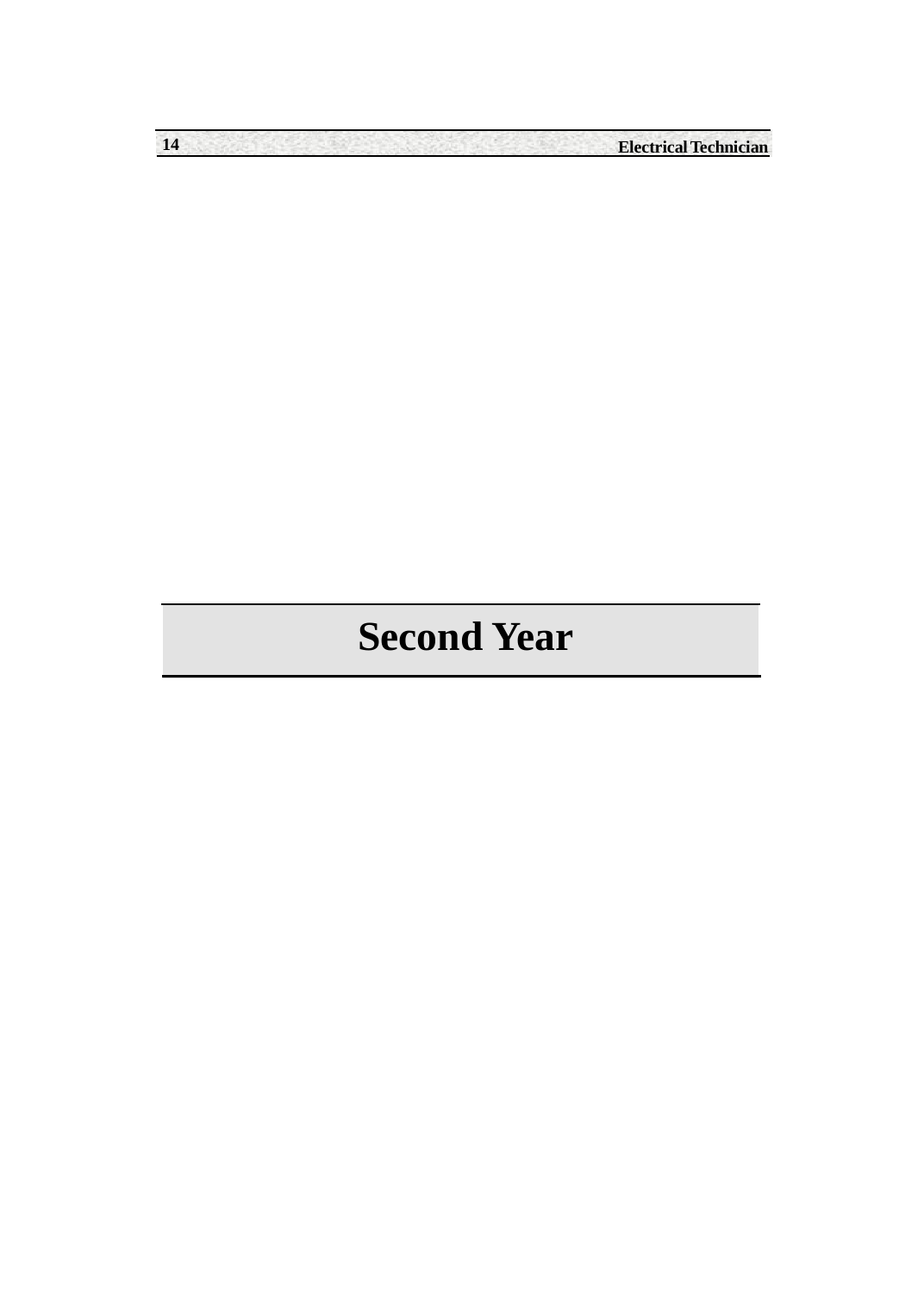# Second Year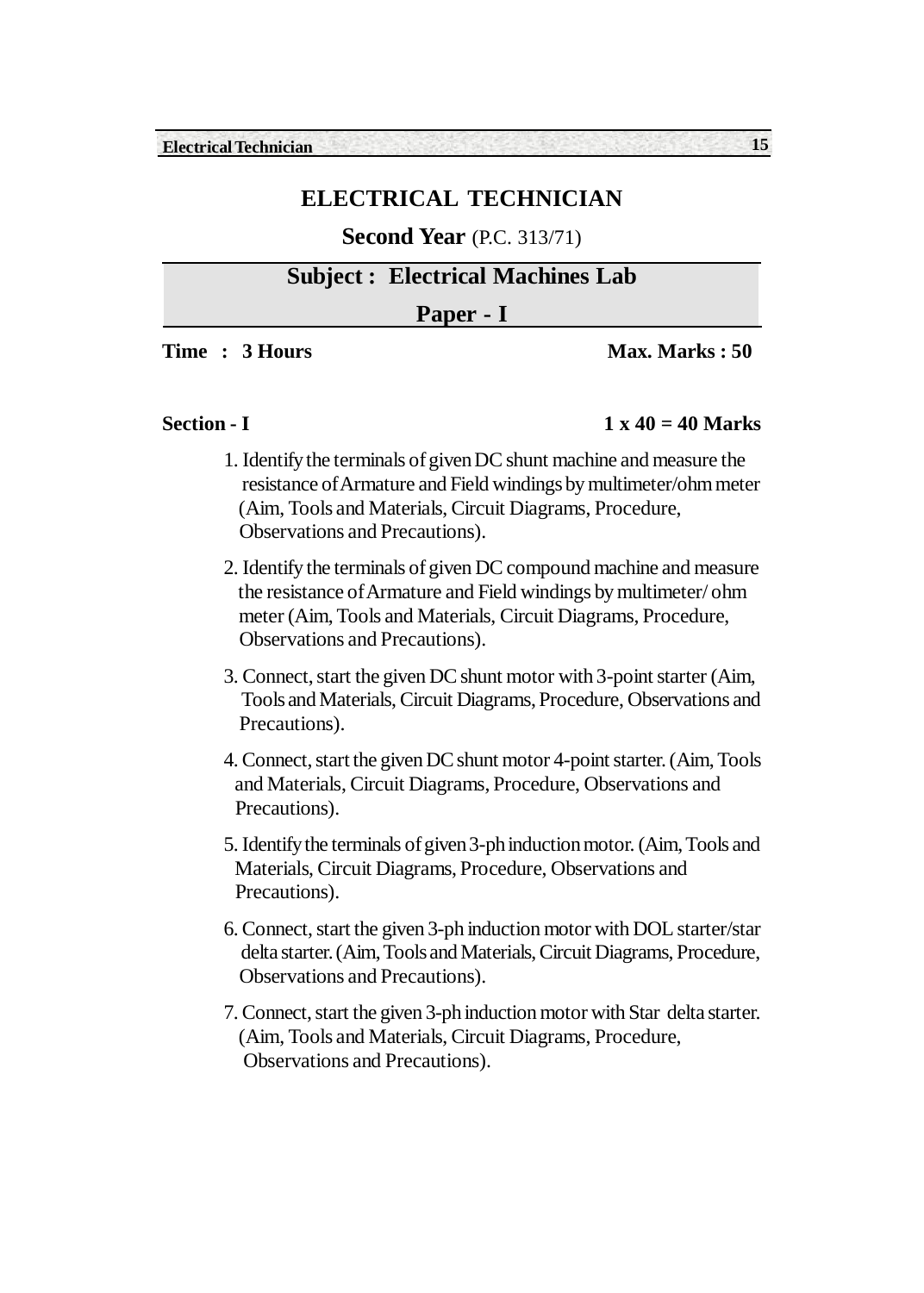# ELECTRICAL TECHNICIAN

**Second Year** (P.C. 313/71)

## Subject : Electrical Machines Lab

## Paper - I

**Time : 3 Hours** **Max. Marks : 50**

**Section - I** **1 x 40 = 40 Marks**

1. Identify the terminals of given DC shunt machine and measure the resistance of Armature and Field windings by multimeter/ohm meter (Aim, Tools and Materials, Circuit Diagrams, Procedure, Observations and Precautions).

2. Identify the terminals of given DC compound machine and measure the resistance of Armature and Field windings by multimeter/ ohm meter (Aim, Tools and Materials, Circuit Diagrams, Procedure, Observations and Precautions).

3. Connect, start the given DC shunt motor with 3-point starter (Aim, Tools and Materials, Circuit Diagrams, Procedure, Observations and Precautions).

4. Connect, start the given DC shunt motor 4-point starter. (Aim, Tools and Materials, Circuit Diagrams, Procedure, Observations and Precautions).

5. Identify the terminals of given 3-ph induction motor. (Aim, Tools and Materials, Circuit Diagrams, Procedure, Observations and Precautions).

6. Connect, start the given 3-ph induction motor with DOL starter/star delta starter. (Aim, Tools and Materials, Circuit Diagrams, Procedure, Observations and Precautions).

7. Connect, start the given 3-ph induction motor with Star delta starter. (Aim, Tools and Materials, Circuit Diagrams, Procedure, Observations and Precautions).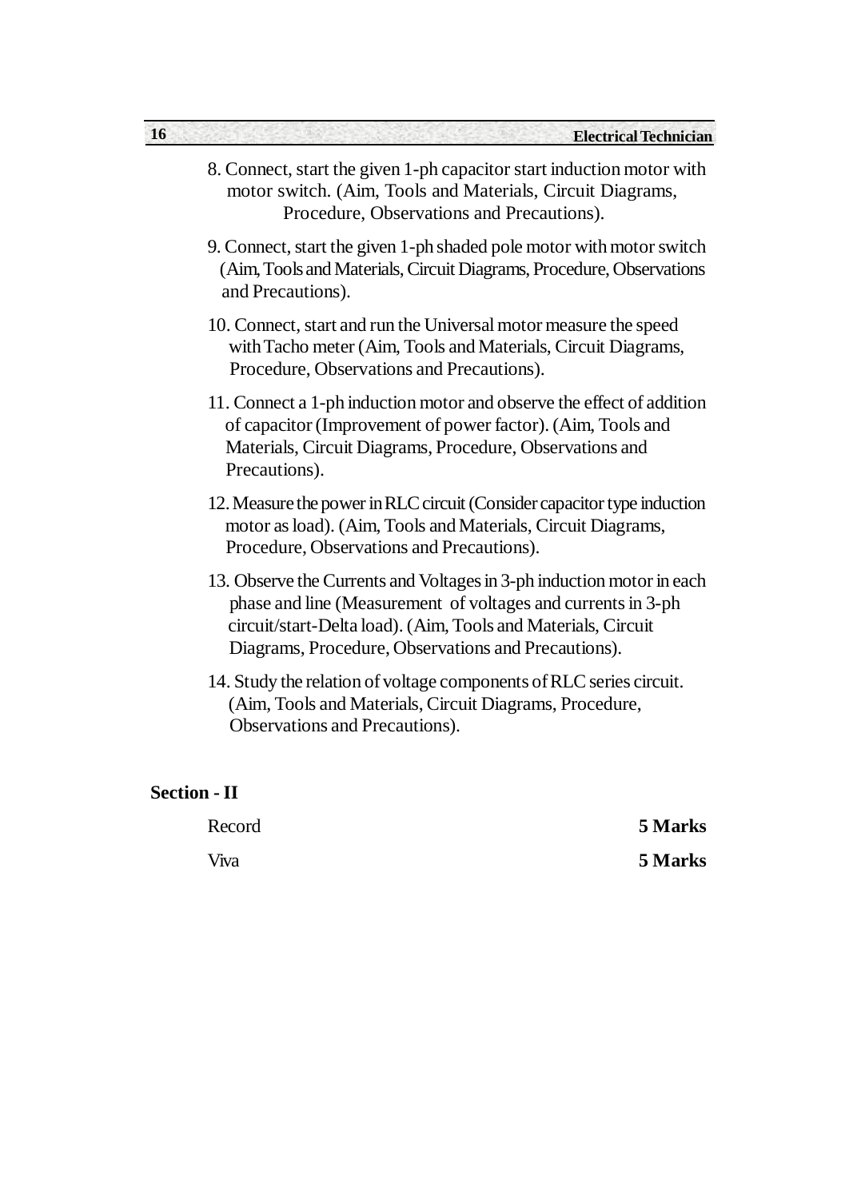8. Connect, start the given 1-ph capacitor start induction motor with motor switch. (Aim, Tools and Materials, Circuit Diagrams, Procedure, Observations and Precautions).

9. Connect, start the given 1-ph shaded pole motor with motor switch (Aim, Tools and Materials, Circuit Diagrams, Procedure, Observations and Precautions).

10. Connect, start and run the Universal motor measure the speed with Tacho meter (Aim, Tools and Materials, Circuit Diagrams, Procedure, Observations and Precautions).

11. Connect a 1-ph induction motor and observe the effect of addition of capacitor (Improvement of power factor). (Aim, Tools and Materials, Circuit Diagrams, Procedure, Observations and Precautions).

12. Measure the power in RLC circuit (Consider capacitor type induction motor as load). (Aim, Tools and Materials, Circuit Diagrams, Procedure, Observations and Precautions).

13. Observe the Currents and Voltages in 3-ph induction motor in each phase and line (Measurement of voltages and currents in 3-ph circuit/start-Delta load). (Aim, Tools and Materials, Circuit Diagrams, Procedure, Observations and Precautions).

14. Study the relation of voltage components of RLC series circuit. (Aim, Tools and Materials, Circuit Diagrams, Procedure, Observations and Precautions).

**Section - II**

| | |
|---|---|
| Record | **5 Marks** |
| Viva | **5 Marks** |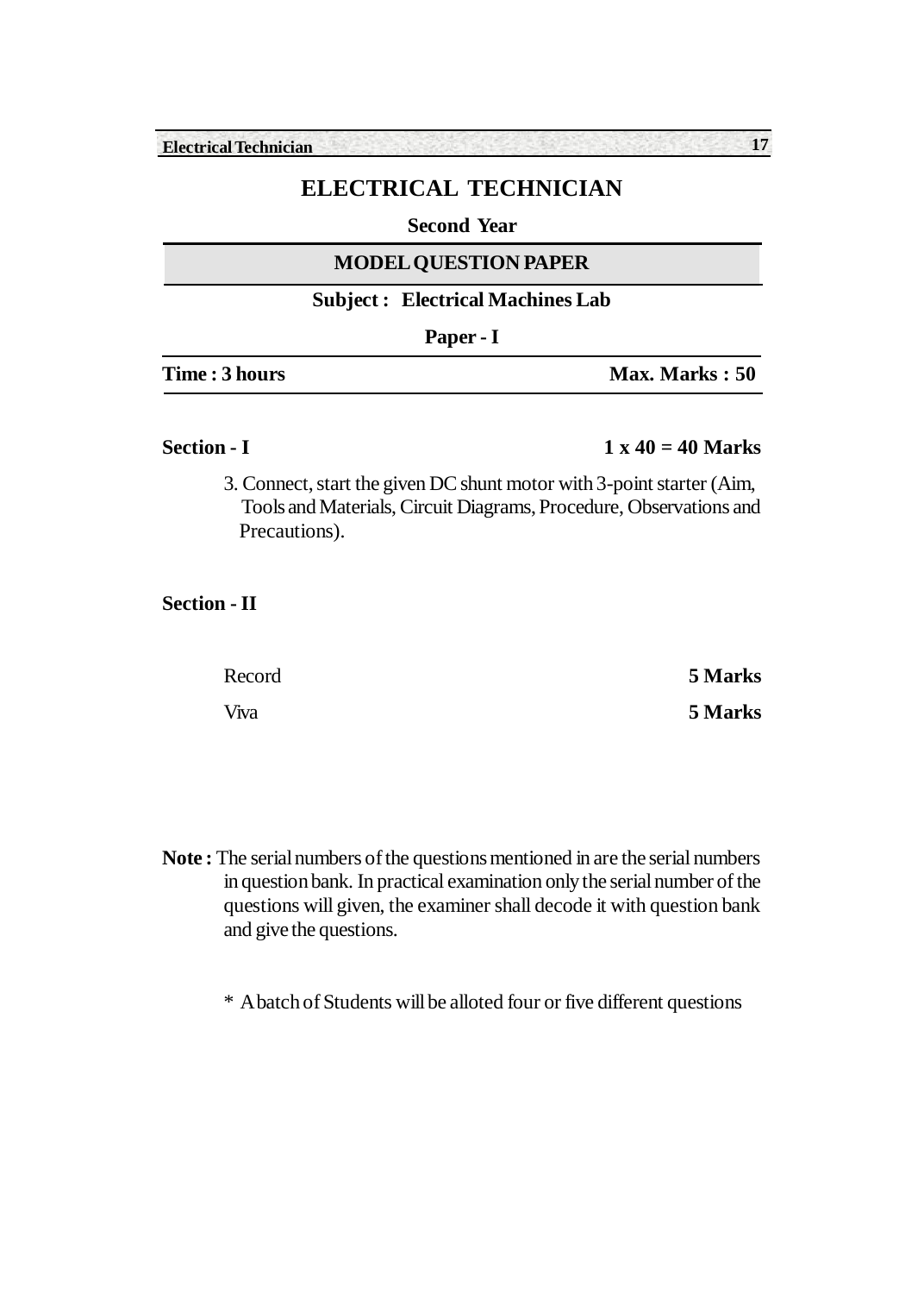# ELECTRICAL TECHNICIAN

**Second Year**

## MODEL QUESTION PAPER

**Subject : Electrical Machines Lab**

**Paper - I**

**Time : 3 hours** **Max. Marks : 50**

**Section - I** **1 x 40 = 40 Marks**

3. Connect, start the given DC shunt motor with 3-point starter (Aim, Tools and Materials, Circuit Diagrams, Procedure, Observations and Precautions).

**Section - II**

Record **5 Marks**

Viva **5 Marks**

**Note :** The serial numbers of the questions mentioned in are the serial numbers in question bank. In practical examination only the serial number of the questions will given, the examiner shall decode it with question bank and give the questions.

* A batch of Students will be alloted four or five different questions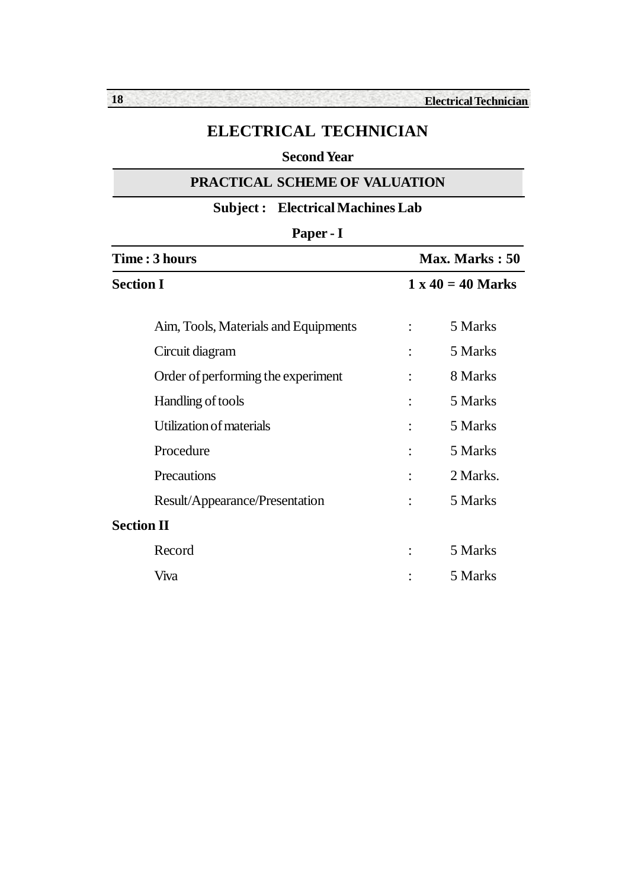# ELECTRICAL TECHNICIAN

**Second Year**

## PRACTICAL SCHEME OF VALUATION

**Subject : Electrical Machines Lab**

**Paper - I**

**Time : 3 hours** | **Max. Marks : 50**

**Section I** | **1 x 40 = 40 Marks**

| | | |
|---|---|---|
| Aim, Tools, Materials and Equipments | : | 5 Marks |
| Circuit diagram | : | 5 Marks |
| Order of performing the experiment | : | 8 Marks |
| Handling of tools | : | 5 Marks |
| Utilization of materials | : | 5 Marks |
| Procedure | : | 5 Marks |
| Precautions | : | 2 Marks. |
| Result/Appearance/Presentation | : | 5 Marks |

**Section II**

| | | |
|---|---|---|
| Record | : | 5 Marks |
| Viva | : | 5 Marks |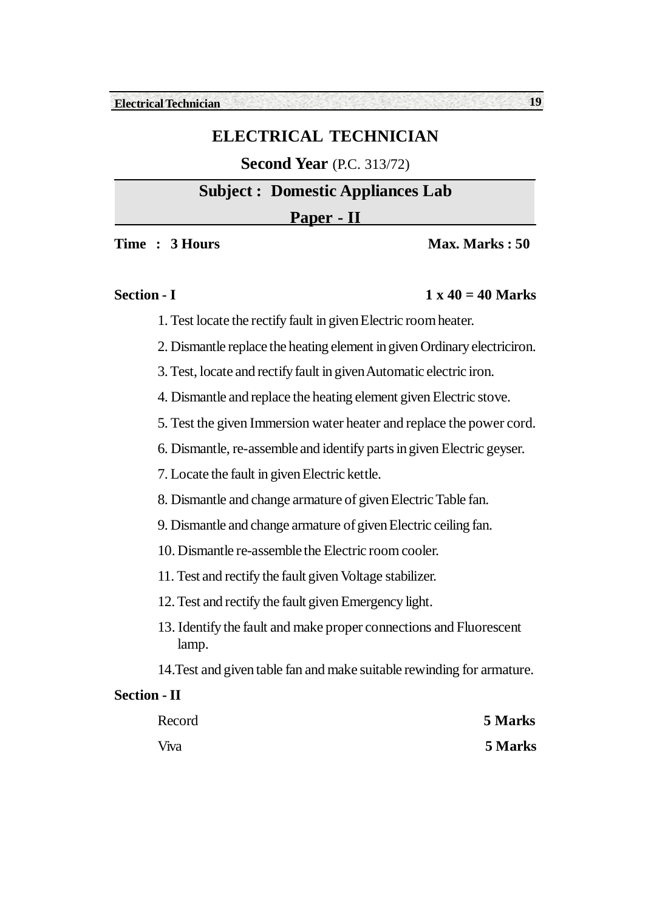# ELECTRICAL TECHNICIAN

**Second Year** (P.C. 313/72)

## Subject : Domestic Appliances Lab

## Paper - II

**Time : 3 Hours** **Max. Marks : 50**

**Section - I** **1 x 40 = 40 Marks**

1. Test locate the rectify fault in given Electric room heater.
2. Dismantle replace the heating element in given Ordinary electriciron.
3. Test, locate and rectify fault in given Automatic electric iron.
4. Dismantle and replace the heating element given Electric stove.
5. Test the given Immersion water heater and replace the power cord.
6. Dismantle, re-assemble and identify parts in given Electric geyser.
7. Locate the fault in given Electric kettle.
8. Dismantle and change armature of given Electric Table fan.
9. Dismantle and change armature of given Electric ceiling fan.
10. Dismantle re-assemble the Electric room cooler.
11. Test and rectify the fault given Voltage stabilizer.
12. Test and rectify the fault given Emergency light.
13. Identify the fault and make proper connections and Fluorescent lamp.
14. Test and given table fan and make suitable rewinding for armature.

**Section - II**

Record **5 Marks**

Viva **5 Marks**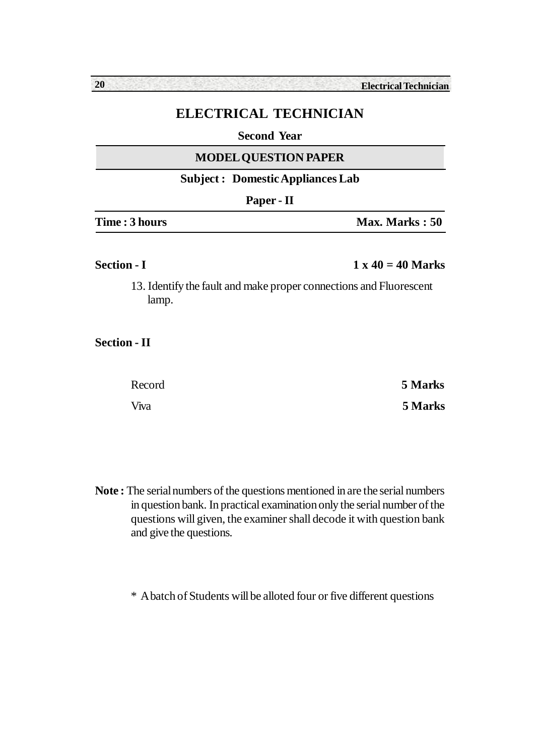# ELECTRICAL TECHNICIAN

**Second Year**

**MODEL QUESTION PAPER**

**Subject : Domestic Appliances Lab**

**Paper - II**

**Time : 3 hours** **Max. Marks : 50**

**Section - I** **1 x 40 = 40 Marks**

13. Identify the fault and make proper connections and Fluorescent lamp.

**Section - II**

| | |
|---|---|
| Record | **5 Marks** |
| Viva | **5 Marks** |

**Note :** The serial numbers of the questions mentioned in are the serial numbers in question bank. In practical examination only the serial number of the questions will given, the examiner shall decode it with question bank and give the questions.

* A batch of Students will be alloted four or five different questions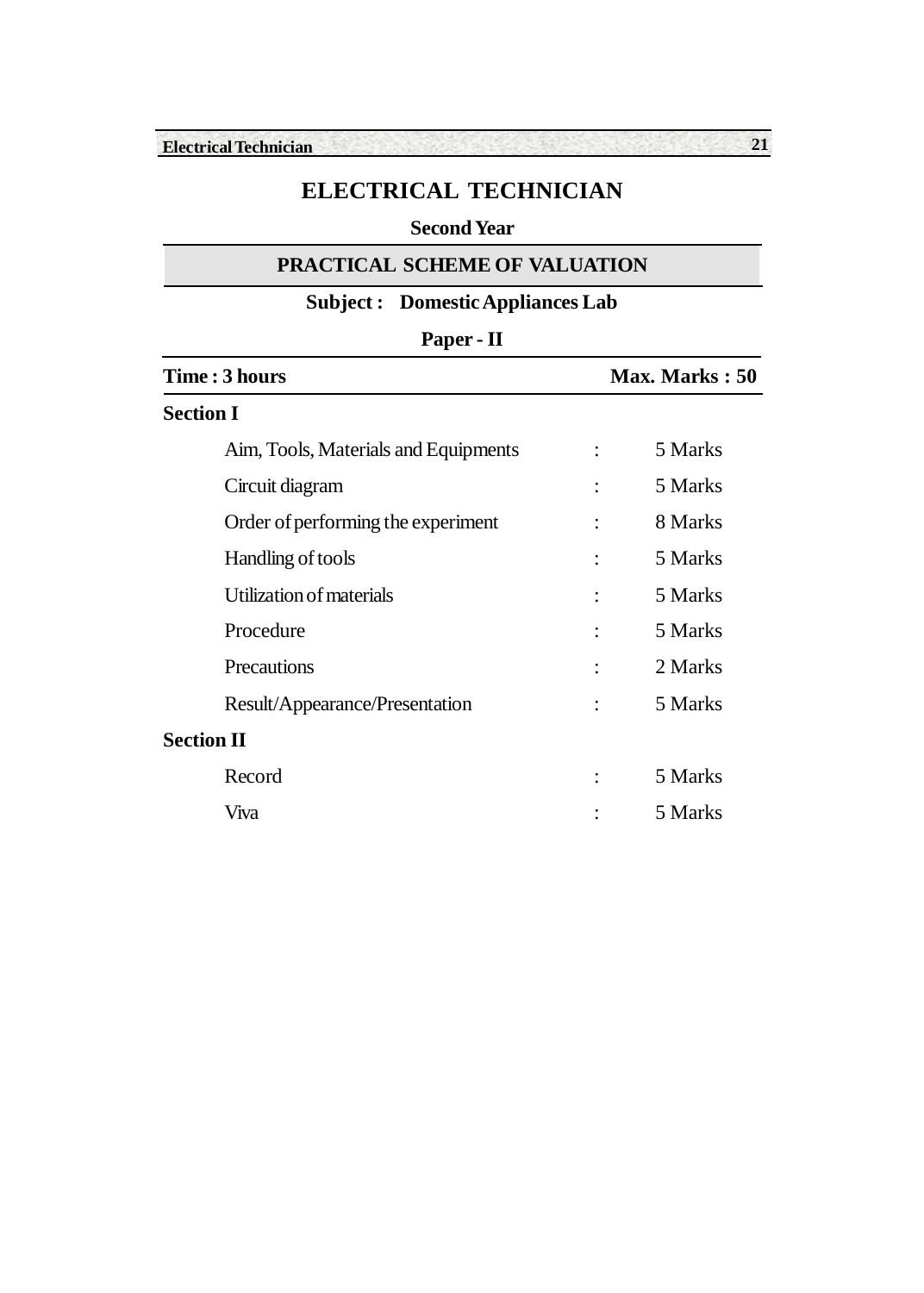# ELECTRICAL TECHNICIAN

**Second Year**

## PRACTICAL SCHEME OF VALUATION

**Subject : Domestic Appliances Lab**

**Paper - II**

**Time : 3 hours** | **Max. Marks : 50**

**Section I**

| | | |
|---|---|---|
| Aim, Tools, Materials and Equipments | : | 5 Marks |
| Circuit diagram | : | 5 Marks |
| Order of performing the experiment | : | 8 Marks |
| Handling of tools | : | 5 Marks |
| Utilization of materials | : | 5 Marks |
| Procedure | : | 5 Marks |
| Precautions | : | 2 Marks |
| Result/Appearance/Presentation | : | 5 Marks |

**Section II**

| | | |
|---|---|---|
| Record | : | 5 Marks |
| Viva | : | 5 Marks |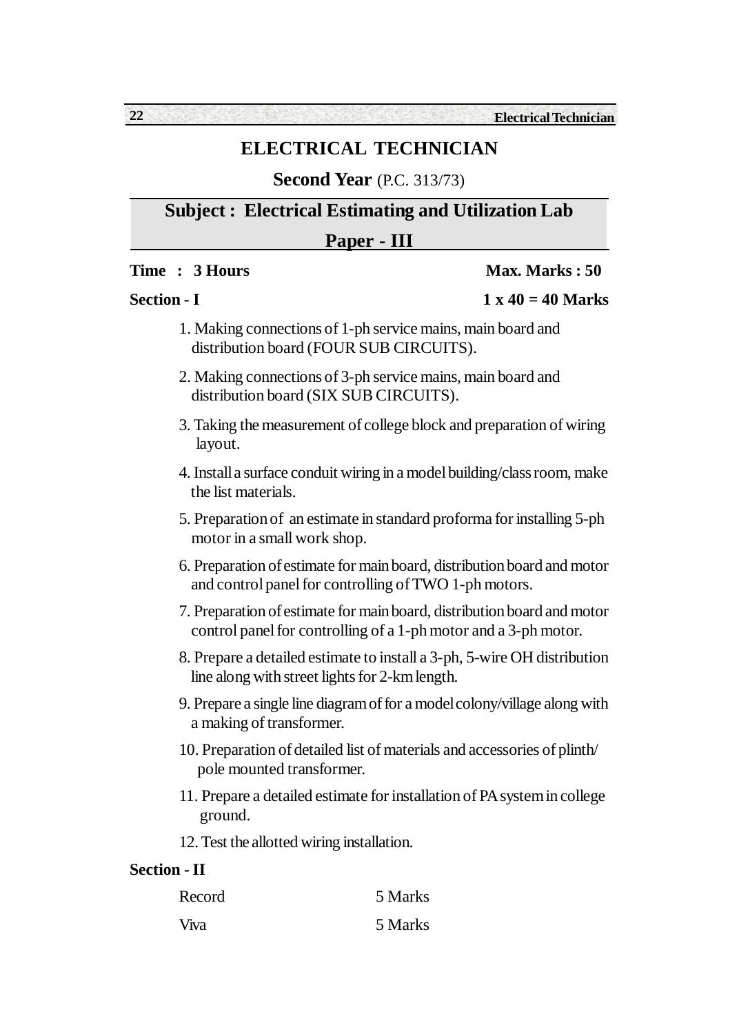# ELECTRICAL TECHNICIAN

**Second Year** (P.C. 313/73)

## Subject : Electrical Estimating and Utilization Lab

## Paper - III

**Time : 3 Hours** **Max. Marks : 50**

**Section - I** **1 x 40 = 40 Marks**

1. Making connections of 1-ph service mains, main board and distribution board (FOUR SUB CIRCUITS).
2. Making connections of 3-ph service mains, main board and distribution board (SIX SUB CIRCUITS).
3. Taking the measurement of college block and preparation of wiring layout.
4. Install a surface conduit wiring in a model building/class room, make the list materials.
5. Preparation of an estimate in standard proforma for installing 5-ph motor in a small work shop.
6. Preparation of estimate for main board, distribution board and motor and control panel for controlling of TWO 1-ph motors.
7. Preparation of estimate for main board, distribution board and motor control panel for controlling of a 1-ph motor and a 3-ph motor.
8. Prepare a detailed estimate to install a 3-ph, 5-wire OH distribution line along with street lights for 2-km length.
9. Prepare a single line diagram of for a model colony/village along with a making of transformer.
10. Preparation of detailed list of materials and accessories of plinth/ pole mounted transformer.
11. Prepare a detailed estimate for installation of PA system in college ground.
12. Test the allotted wiring installation.

**Section - II**

| | |
|---|---|
| Record | 5 Marks |
| Viva | 5 Marks |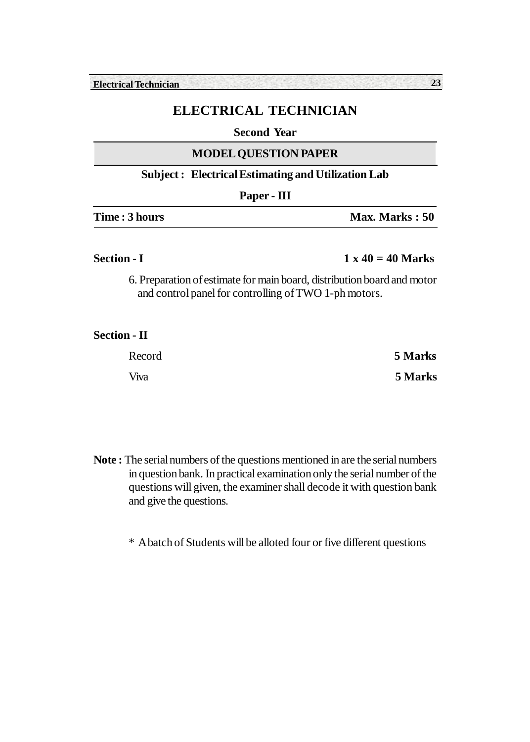# ELECTRICAL TECHNICIAN

**Second Year**

## MODEL QUESTION PAPER

**Subject : Electrical Estimating and Utilization Lab**

**Paper - III**

**Time : 3 hours** | **Max. Marks : 50**

**Section - I** | **1 x 40 = 40 Marks**

6. Preparation of estimate for main board, distribution board and motor and control panel for controlling of TWO 1-ph motors.

**Section - II**

Record **5 Marks**

Viva **5 Marks**

**Note :** The serial numbers of the questions mentioned in are the serial numbers in question bank. In practical examination only the serial number of the questions will given, the examiner shall decode it with question bank and give the questions.

* A batch of Students will be alloted four or five different questions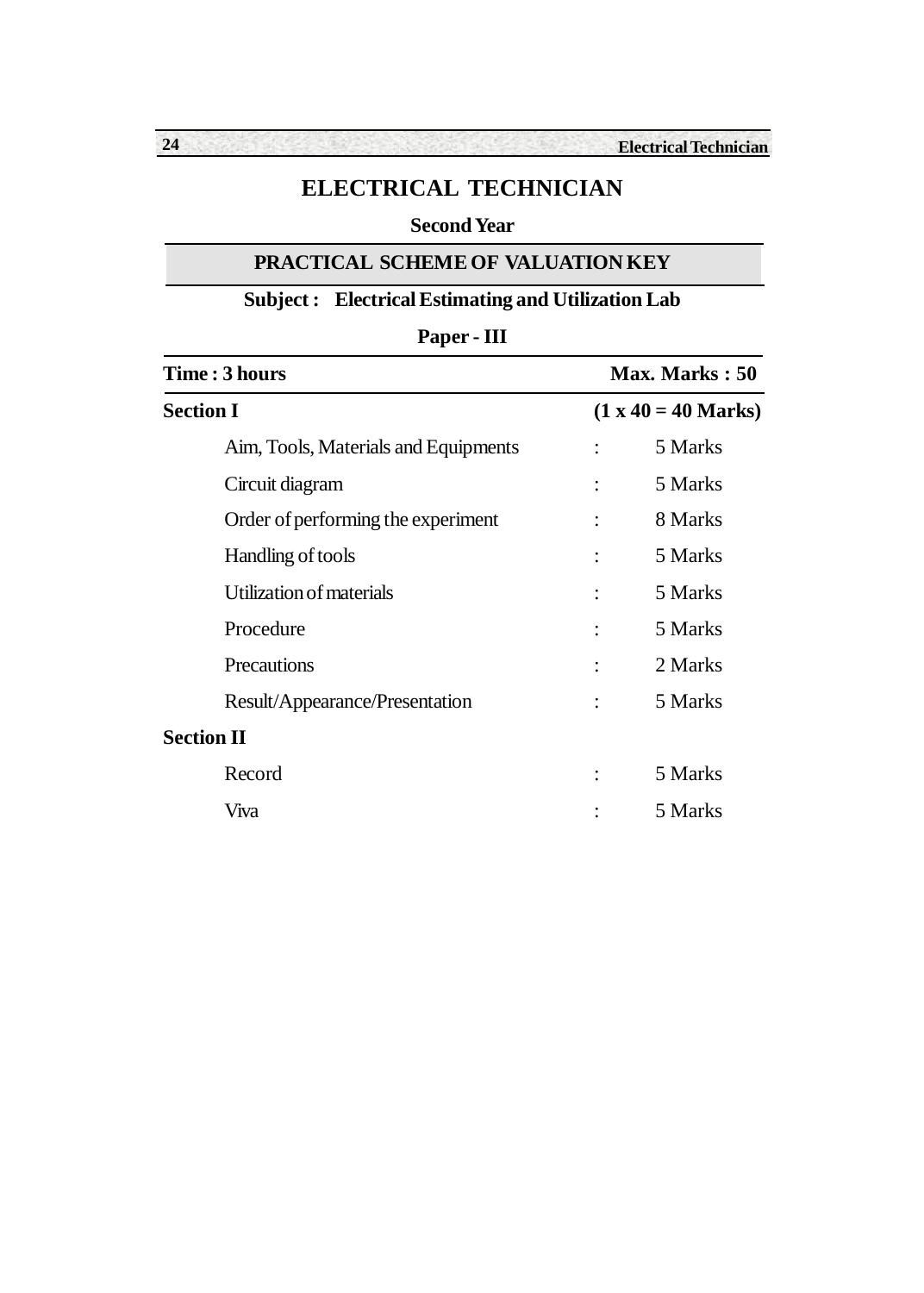# ELECTRICAL TECHNICIAN

**Second Year**

## PRACTICAL SCHEME OF VALUATION KEY

**Subject : Electrical Estimating and Utilization Lab**

**Paper - III**

**Time : 3 hours** **Max. Marks : 50**

**Section I** **(1 x 40 = 40 Marks)**

| | | |
|---|---|---|
| Aim, Tools, Materials and Equipments | : | 5 Marks |
| Circuit diagram | : | 5 Marks |
| Order of performing the experiment | : | 8 Marks |
| Handling of tools | : | 5 Marks |
| Utilization of materials | : | 5 Marks |
| Procedure | : | 5 Marks |
| Precautions | : | 2 Marks |
| Result/Appearance/Presentation | : | 5 Marks |

**Section II**

| | | |
|---|---|---|
| Record | : | 5 Marks |
| Viva | : | 5 Marks |